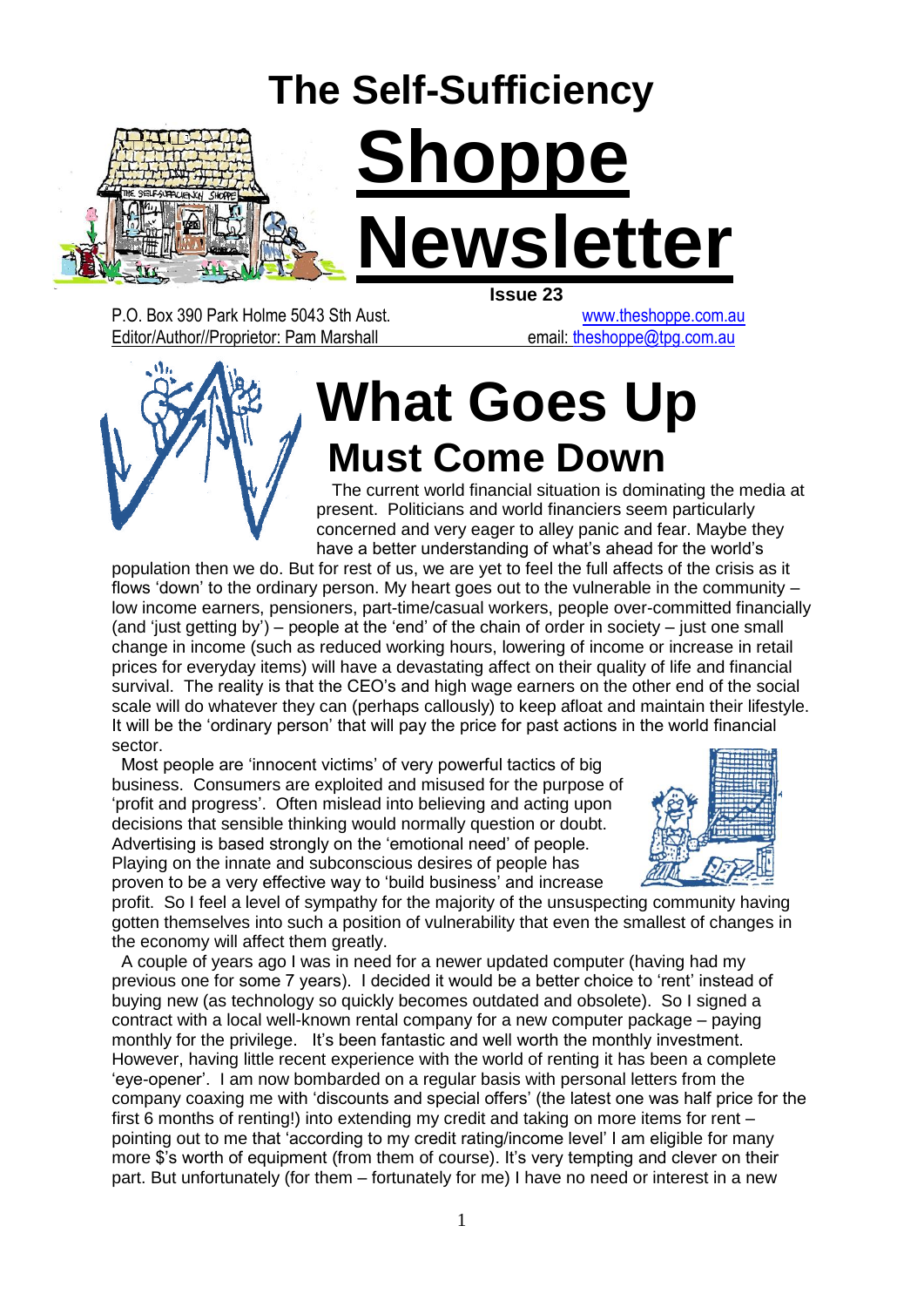# The Self-Sufficiency Shoppe Newsletter

**Issue 23**

P.O. Box 390 Park Holme 5043 Sth Aust. www.theshoppe.com.au
Editor/Author//Proprietor: Pam Marshall email: theshoppe@tpg.com.au

# What Goes Up

## Must Come Down

The current world financial situation is dominating the media at present. Politicians and world financiers seem particularly concerned and very eager to alley panic and fear. Maybe they have a better understanding of what's ahead for the world's population then we do. But for rest of us, we are yet to feel the full affects of the crisis as it flows 'down' to the ordinary person. My heart goes out to the vulnerable in the community – low income earners, pensioners, part-time/casual workers, people over-committed financially (and 'just getting by') – people at the 'end' of the chain of order in society – just one small change in income (such as reduced working hours, lowering of income or increase in retail prices for everyday items) will have a devastating affect on their quality of life and financial survival. The reality is that the CEO's and high wage earners on the other end of the social scale will do whatever they can (perhaps callously) to keep afloat and maintain their lifestyle. It will be the 'ordinary person' that will pay the price for past actions in the world financial sector.

Most people are 'innocent victims' of very powerful tactics of big business. Consumers are exploited and misused for the purpose of 'profit and progress'. Often mislead into believing and acting upon decisions that sensible thinking would normally question or doubt. Advertising is based strongly on the 'emotional need' of people. Playing on the innate and subconscious desires of people has proven to be a very effective way to 'build business' and increase profit. So I feel a level of sympathy for the majority of the unsuspecting community having gotten themselves into such a position of vulnerability that even the smallest of changes in the economy will affect them greatly.

A couple of years ago I was in need for a newer updated computer (having had my previous one for some 7 years). I decided it would be a better choice to 'rent' instead of buying new (as technology so quickly becomes outdated and obsolete). So I signed a contract with a local well-known rental company for a new computer package – paying monthly for the privilege. It's been fantastic and well worth the monthly investment. However, having little recent experience with the world of renting it has been a complete 'eye-opener'. I am now bombarded on a regular basis with personal letters from the company coaxing me with 'discounts and special offers' (the latest one was half price for the first 6 months of renting!) into extending my credit and taking on more items for rent – pointing out to me that 'according to my credit rating/income level' I am eligible for many more $'s worth of equipment (from them of course). It's very tempting and clever on their part. But unfortunately (for them – fortunately for me) I have no need or interest in a new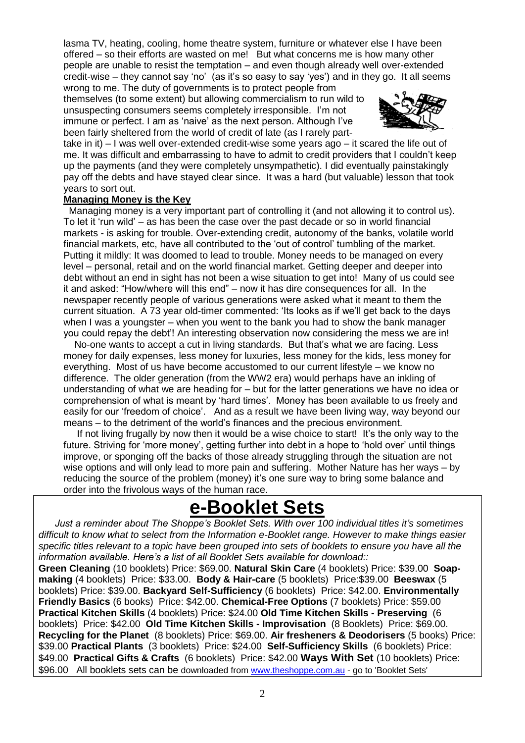lasma TV, heating, cooling, home theatre system, furniture or whatever else I have been offered – so their efforts are wasted on me! But what concerns me is how many other people are unable to resist the temptation – and even though already well over-extended credit-wise – they cannot say 'no' (as it's so easy to say 'yes') and in they go. It all seems wrong to me. The duty of governments is to protect people from themselves (to some extent) but allowing commercialism to run wild to unsuspecting consumers seems completely irresponsible. I'm not immune or perfect. I am as 'naive' as the next person. Although I've been fairly sheltered from the world of credit of late (as I rarely part-take in it) – I was well over-extended credit-wise some years ago – it scared the life out of me. It was difficult and embarrassing to have to admit to credit providers that I couldn't keep up the payments (and they were completely unsympathetic). I did eventually painstakingly pay off the debts and have stayed clear since. It was a hard (but valuable) lesson that took years to sort out.

**Managing Money is the Key**

Managing money is a very important part of controlling it (and not allowing it to control us). To let it 'run wild' – as has been the case over the past decade or so in world financial markets - is asking for trouble. Over-extending credit, autonomy of the banks, volatile world financial markets, etc, have all contributed to the 'out of control' tumbling of the market. Putting it mildly: It was doomed to lead to trouble. Money needs to be managed on every level – personal, retail and on the world financial market. Getting deeper and deeper into debt without an end in sight has not been a wise situation to get into! Many of us could see it and asked: "How/where will this end" – now it has dire consequences for all. In the newspaper recently people of various generations were asked what it meant to them the current situation. A 73 year old-timer commented: 'Its looks as if we'll get back to the days when I was a youngster – when you went to the bank you had to show the bank manager you could repay the debt'! An interesting observation now considering the mess we are in!

No-one wants to accept a cut in living standards. But that's what we are facing. Less money for daily expenses, less money for luxuries, less money for the kids, less money for everything. Most of us have become accustomed to our current lifestyle – we know no difference. The older generation (from the WW2 era) would perhaps have an inkling of understanding of what we are heading for – but for the latter generations we have no idea or comprehension of what is meant by 'hard times'. Money has been available to us freely and easily for our 'freedom of choice'. And as a result we have been living way, way beyond our means – to the detriment of the world's finances and the precious environment.

If not living frugally by now then it would be a wise choice to start! It's the only way to the future. Striving for 'more money', getting further into debt in a hope to 'hold over' until things improve, or sponging off the backs of those already struggling through the situation are not wise options and will only lead to more pain and suffering. Mother Nature has her ways – by reducing the source of the problem (money) it's one sure way to bring some balance and order into the frivolous ways of the human race.

# e-Booklet Sets

*Just a reminder about The Shoppe's Booklet Sets. With over 100 individual titles it's sometimes difficult to know what to select from the Information e-Booklet range. However to make things easier specific titles relevant to a topic have been grouped into sets of booklets to ensure you have all the information available. Here's a list of all Booklet Sets available for download::*

**Green Cleaning** (10 booklets) Price: $69.00. **Natural Skin Care** (4 booklets) Price: $39.00 **Soap-making** (4 booklets) Price: $33.00. **Body & Hair-care** (5 booklets) Price:$39.00 **Beeswax** (5 booklets) Price: $39.00. **Backyard Self-Sufficiency** (6 booklets) Price: $42.00. **Environmentally Friendly Basics** (6 books) Price: $42.00. **Chemical-Free Options** (7 booklets) Price: $59.00 **Practical Kitchen Skills** (4 booklets) Price: $24.00 **Old Time Kitchen Skills - Preserving** (6 booklets) Price: $42.00 **Old Time Kitchen Skills - Improvisation** (8 Booklets) Price: $69.00. **Recycling for the Planet** (8 booklets) Price: $69.00. **Air fresheners & Deodorisers** (5 books) Price: $39.00 **Practical Plants** (3 booklets) Price: $24.00 **Self-Sufficiency Skills** (6 booklets) Price: $49.00 **Practical Gifts & Crafts** (6 booklets) Price: $42.00 **Ways With Set** (10 booklets) Price: $96.00 All booklets sets can be downloaded from www.theshoppe.com.au - go to 'Booklet Sets'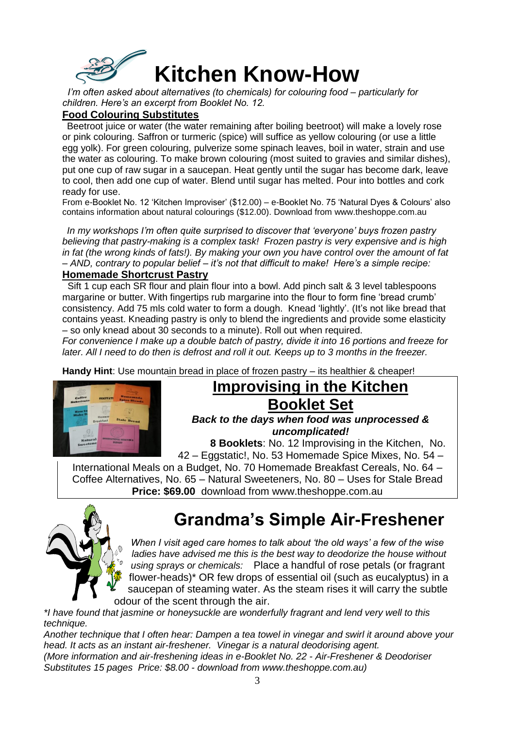# Kitchen Know-How

*I'm often asked about alternatives (to chemicals) for colouring food – particularly for children. Here's an excerpt from Booklet No. 12.*

## Food Colouring Substitutes

Beetroot juice or water (the water remaining after boiling beetroot) will make a lovely rose or pink colouring. Saffron or turmeric (spice) will suffice as yellow colouring (or use a little egg yolk). For green colouring, pulverize some spinach leaves, boil in water, strain and use the water as colouring. To make brown colouring (most suited to gravies and similar dishes), put one cup of raw sugar in a saucepan. Heat gently until the sugar has become dark, leave to cool, then add one cup of water. Blend until sugar has melted. Pour into bottles and cork ready for use.

From e-Booklet No. 12 'Kitchen Improviser' ($12.00) – e-Booklet No. 75 'Natural Dyes & Colours' also contains information about natural colourings ($12.00). Download from www.theshoppe.com.au

*In my workshops I'm often quite surprised to discover that 'everyone' buys frozen pastry believing that pastry-making is a complex task! Frozen pastry is very expensive and is high in fat (the wrong kinds of fats!). By making your own you have control over the amount of fat – AND, contrary to popular belief – it's not that difficult to make! Here's a simple recipe:*

## Homemade Shortcrust Pastry

Sift 1 cup each SR flour and plain flour into a bowl. Add pinch salt & 3 level tablespoons margarine or butter. With fingertips rub margarine into the flour to form fine 'bread crumb' consistency. Add 75 mls cold water to form a dough. Knead 'lightly'. (It's not like bread that contains yeast. Kneading pastry is only to blend the ingredients and provide some elasticity – so only knead about 30 seconds to a minute). Roll out when required.

*For convenience I make up a double batch of pastry, divide it into 16 portions and freeze for later. All I need to do then is defrost and roll it out. Keeps up to 3 months in the freezer.*

**Handy Hint**: Use mountain bread in place of frozen pastry – its healthier & cheaper!

## Improvising in the Kitchen Booklet Set

***Back to the days when food was unprocessed & uncomplicated!***

**8 Booklets**: No. 12 Improvising in the Kitchen, No. 42 – Eggstatic!, No. 53 Homemade Spice Mixes, No. 54 – International Meals on a Budget, No. 70 Homemade Breakfast Cereals, No. 64 – Coffee Alternatives, No. 65 – Natural Sweeteners, No. 80 – Uses for Stale Bread

**Price: $69.00** download from www.theshoppe.com.au

# Grandma's Simple Air-Freshener

*When I visit aged care homes to talk about 'the old ways' a few of the wise ladies have advised me this is the best way to deodorize the house without using sprays or chemicals:* Place a handful of rose petals (or fragrant flower-heads)* OR few drops of essential oil (such as eucalyptus) in a saucepan of steaming water. As the steam rises it will carry the subtle odour of the scent through the air.

*\*I have found that jasmine or honeysuckle are wonderfully fragrant and lend very well to this technique.*

*Another technique that I often hear: Dampen a tea towel in vinegar and swirl it around above your head. It acts as an instant air-freshener. Vinegar is a natural deodorising agent.*

*(More information and air-freshening ideas in e-Booklet No. 22 - Air-Freshener & Deodoriser Substitutes 15 pages Price: $8.00 - download from www.theshoppe.com.au)*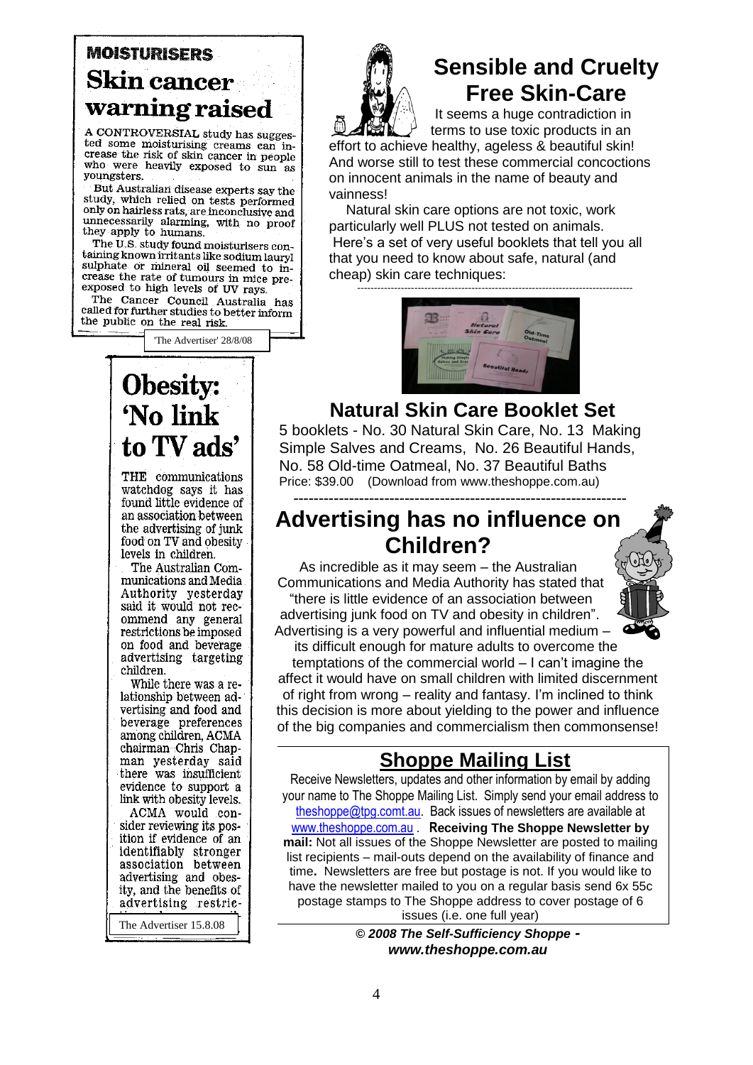## MOISTURISERS

# Skin cancer warning raised

A CONTROVERSIAL study has suggested some moisturising creams can increase the risk of skin cancer in people who were heavily exposed to sun as youngsters.

But Australian disease experts say the study, which relied on tests performed only on hairless rats, are inconclusive and unnecessarily alarming, with no proof they apply to humans.

The U.S. study found moisturisers containing known irritants like sodium lauryl sulphate or mineral oil seemed to increase the rate of tumours in mice pre-exposed to high levels of UV rays.

The Cancer Council Australia has called for further studies to better inform the public on the real risk.

'The Advertiser' 28/8/08

# Obesity: 'No link to TV ads'

THE communications watchdog says it has found little evidence of an association between the advertising of junk food on TV and obesity levels in children.

The Australian Communications and Media Authority yesterday said it would not recommend any general restrictions be imposed on food and beverage advertising targeting children.

While there was a relationship between advertising and food and beverage preferences among children, ACMA chairman Chris Chapman yesterday said there was insufficient evidence to support a link with obesity levels.

ACMA would consider reviewing its position if evidence of an identifiably stronger association between advertising and obesity, and the benefits of advertising restric-

The Advertiser 15.8.08

# Sensible and Cruelty Free Skin-Care

It seems a huge contradiction in terms to use toxic products in an effort to achieve healthy, ageless & beautiful skin! And worse still to test these commercial concoctions on innocent animals in the name of beauty and vainness!

Natural skin care options are not toxic, work particularly well PLUS not tested on animals. Here's a set of very useful booklets that tell you all that you need to know about safe, natural (and cheap) skin care techniques:

## Natural Skin Care Booklet Set

5 booklets - No. 30 Natural Skin Care, No. 13 Making Simple Salves and Creams, No. 26 Beautiful Hands, No. 58 Old-time Oatmeal, No. 37 Beautiful Baths
Price: $39.00 (Download from www.theshoppe.com.au)

# Advertising has no influence on Children?

As incredible as it may seem – the Australian Communications and Media Authority has stated that "there is little evidence of an association between advertising junk food on TV and obesity in children". Advertising is a very powerful and influential medium – its difficult enough for mature adults to overcome the temptations of the commercial world – I can't imagine the affect it would have on small children with limited discernment of right from wrong – reality and fantasy. I'm inclined to think this decision is more about yielding to the power and influence of the big companies and commercialism then commonsense!

## Shoppe Mailing List

Receive Newsletters, updates and other information by email by adding your name to The Shoppe Mailing List. Simply send your email address to theshoppe@tpg.comt.au. Back issues of newsletters are available at www.theshoppe.com.au . **Receiving The Shoppe Newsletter by mail:** Not all issues of the Shoppe Newsletter are posted to mailing list recipients – mail-outs depend on the availability of finance and time**.** Newsletters are free but postage is not. If you would like to have the newsletter mailed to you on a regular basis send 6x 55c postage stamps to The Shoppe address to cover postage of 6 issues (i.e. one full year)

***© 2008 The Self-Sufficiency Shoppe - www.theshoppe.com.au***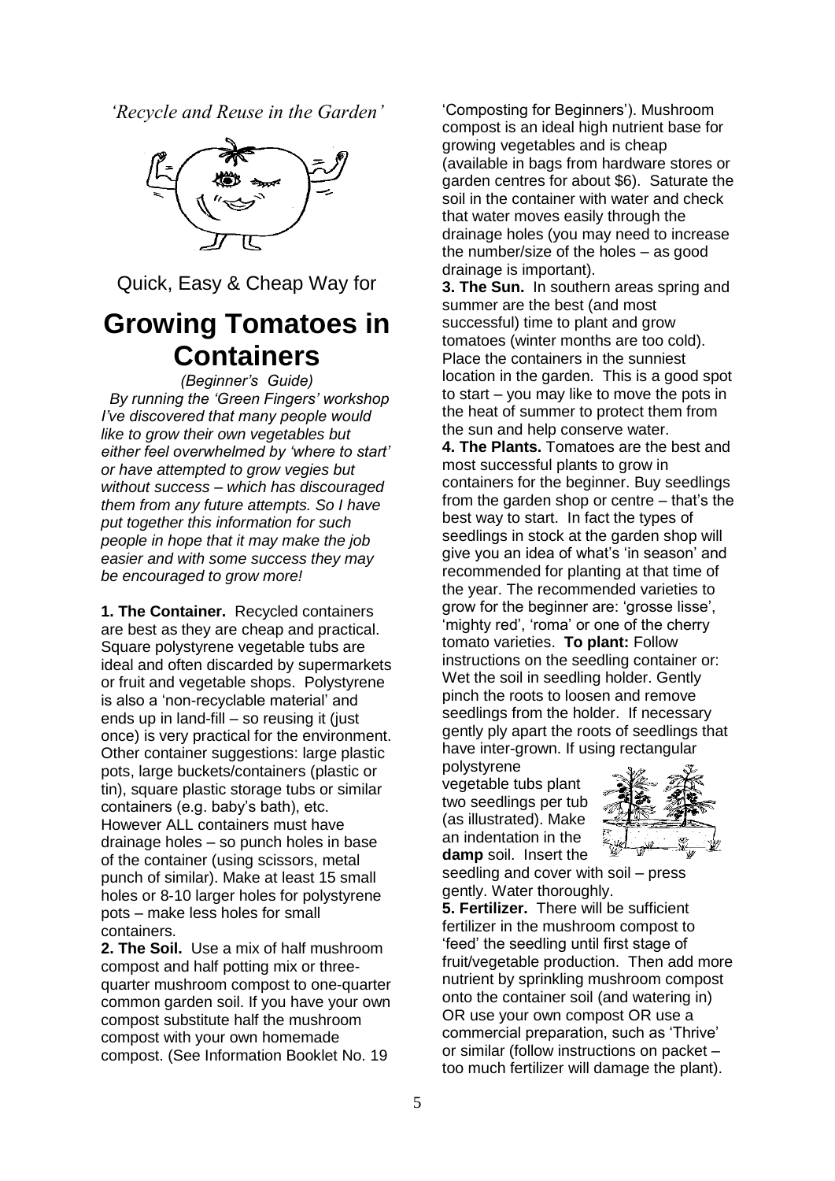*'Recycle and Reuse in the Garden'*

Quick, Easy & Cheap Way for

# Growing Tomatoes in Containers

*(Beginner's Guide)*

*By running the 'Green Fingers' workshop I've discovered that many people would like to grow their own vegetables but either feel overwhelmed by 'where to start' or have attempted to grow vegies but without success – which has discouraged them from any future attempts. So I have put together this information for such people in hope that it may make the job easier and with some success they may be encouraged to grow more!*

**1. The Container.** Recycled containers are best as they are cheap and practical. Square polystyrene vegetable tubs are ideal and often discarded by supermarkets or fruit and vegetable shops. Polystyrene is also a 'non-recyclable material' and ends up in land-fill – so reusing it (just once) is very practical for the environment. Other container suggestions: large plastic pots, large buckets/containers (plastic or tin), square plastic storage tubs or similar containers (e.g. baby's bath), etc. However ALL containers must have drainage holes – so punch holes in base of the container (using scissors, metal punch of similar). Make at least 15 small holes or 8-10 larger holes for polystyrene pots – make less holes for small containers.

**2. The Soil.** Use a mix of half mushroom compost and half potting mix or three-quarter mushroom compost to one-quarter common garden soil. If you have your own compost substitute half the mushroom compost with your own homemade compost. (See Information Booklet No. 19 'Composting for Beginners'). Mushroom compost is an ideal high nutrient base for growing vegetables and is cheap (available in bags from hardware stores or garden centres for about $6). Saturate the soil in the container with water and check that water moves easily through the drainage holes (you may need to increase the number/size of the holes – as good drainage is important).

**3. The Sun.** In southern areas spring and summer are the best (and most successful) time to plant and grow tomatoes (winter months are too cold). Place the containers in the sunniest location in the garden. This is a good spot to start – you may like to move the pots in the heat of summer to protect them from the sun and help conserve water.

**4. The Plants.** Tomatoes are the best and most successful plants to grow in containers for the beginner. Buy seedlings from the garden shop or centre – that's the best way to start. In fact the types of seedlings in stock at the garden shop will give you an idea of what's 'in season' and recommended for planting at that time of the year. The recommended varieties to grow for the beginner are: 'grosse lisse', 'mighty red', 'roma' or one of the cherry tomato varieties. **To plant:** Follow instructions on the seedling container or: Wet the soil in seedling holder. Gently pinch the roots to loosen and remove seedlings from the holder. If necessary gently ply apart the roots of seedlings that have inter-grown. If using rectangular polystyrene vegetable tubs plant two seedlings per tub (as illustrated). Make an indentation in the **damp** soil. Insert the seedling and cover with soil – press gently. Water thoroughly.

**5. Fertilizer.** There will be sufficient fertilizer in the mushroom compost to 'feed' the seedling until first stage of fruit/vegetable production. Then add more nutrient by sprinkling mushroom compost onto the container soil (and watering in) OR use your own compost OR use a commercial preparation, such as 'Thrive' or similar (follow instructions on packet – too much fertilizer will damage the plant).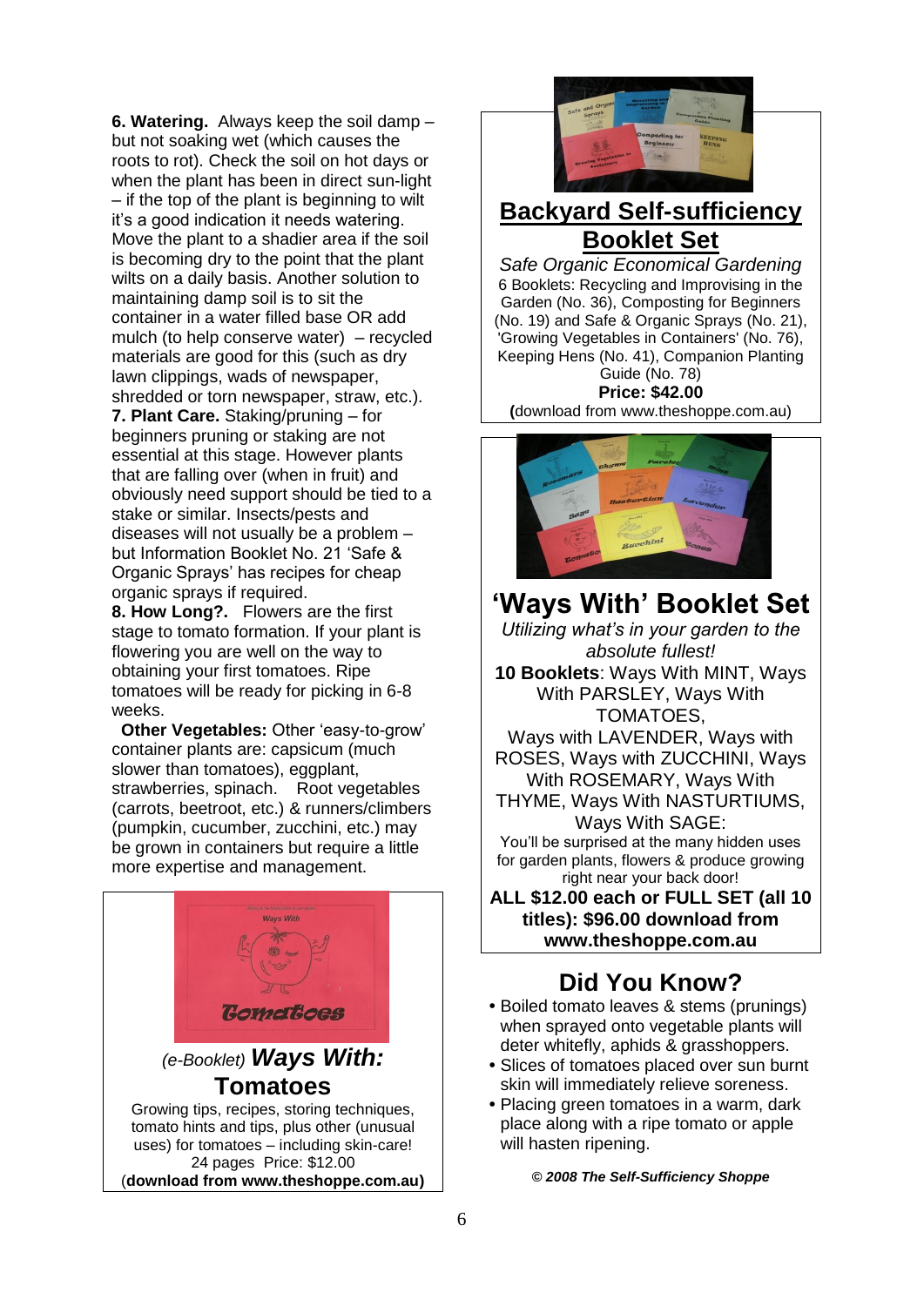**6. Watering.** Always keep the soil damp – but not soaking wet (which causes the roots to rot). Check the soil on hot days or when the plant has been in direct sun-light – if the top of the plant is beginning to wilt it's a good indication it needs watering. Move the plant to a shadier area if the soil is becoming dry to the point that the plant wilts on a daily basis. Another solution to maintaining damp soil is to sit the container in a water filled base OR add mulch (to help conserve water) – recycled materials are good for this (such as dry lawn clippings, wads of newspaper, shredded or torn newspaper, straw, etc.).

**7. Plant Care.** Staking/pruning – for beginners pruning or staking are not essential at this stage. However plants that are falling over (when in fruit) and obviously need support should be tied to a stake or similar. Insects/pests and diseases will not usually be a problem – but Information Booklet No. 21 'Safe & Organic Sprays' has recipes for cheap organic sprays if required.

**8. How Long?.** Flowers are the first stage to tomato formation. If your plant is flowering you are well on the way to obtaining your first tomatoes. Ripe tomatoes will be ready for picking in 6-8 weeks.

**Other Vegetables:** Other 'easy-to-grow' container plants are: capsicum (much slower than tomatoes), eggplant, strawberries, spinach. Root vegetables (carrots, beetroot, etc.) & runners/climbers (pumpkin, cucumber, zucchini, etc.) may be grown in containers but require a little more expertise and management.

(e-Booklet) ***Ways With:* Tomatoes**

Growing tips, recipes, storing techniques, tomato hints and tips, plus other (unusual uses) for tomatoes – including skin-care!
24 pages Price: $12.00
(**download from www.theshoppe.com.au)**

## Backyard Self-sufficiency Booklet Set

*Safe Organic Economical Gardening*

6 Booklets: Recycling and Improvising in the Garden (No. 36), Composting for Beginners (No. 19) and Safe & Organic Sprays (No. 21), 'Growing Vegetables in Containers' (No. 76), Keeping Hens (No. 41), Companion Planting Guide (No. 78)

**Price: $42.00**

**(**download from www.theshoppe.com.au)

## 'Ways With' Booklet Set

*Utilizing what's in your garden to the absolute fullest!*

**10 Booklets**: Ways With MINT, Ways With PARSLEY, Ways With TOMATOES, Ways with LAVENDER, Ways with ROSES, Ways with ZUCCHINI, Ways With ROSEMARY, Ways With THYME, Ways With NASTURTIUMS, Ways With SAGE:

You'll be surprised at the many hidden uses for garden plants, flowers & produce growing right near your back door!

**ALL $12.00 each or FULL SET (all 10 titles): $96.00 download from www.theshoppe.com.au**

## Did You Know?

- Boiled tomato leaves & stems (prunings) when sprayed onto vegetable plants will deter whitefly, aphids & grasshoppers.
- Slices of tomatoes placed over sun burnt skin will immediately relieve soreness.
- Placing green tomatoes in a warm, dark place along with a ripe tomato or apple will hasten ripening.

***© 2008 The Self-Sufficiency Shoppe***